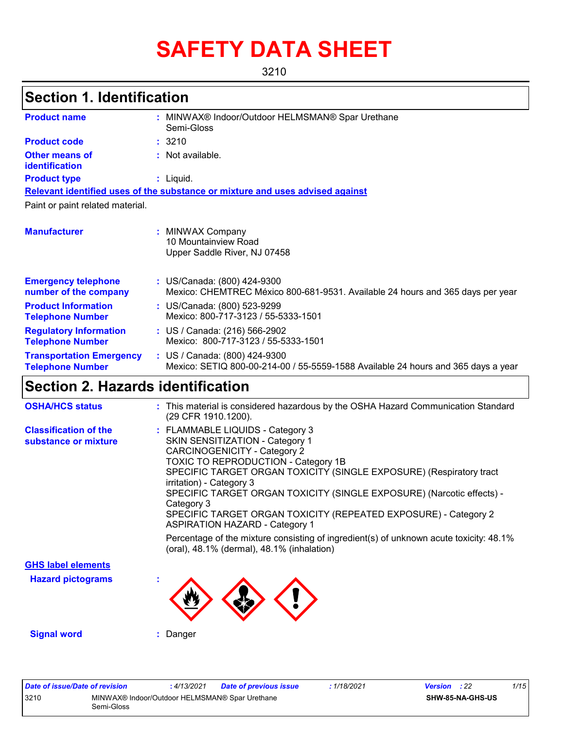# SAFETY DATA SHEET

3210

## Section 1. Identification

| | |
|---|---|
| **Product name** | : MINWAX® Indoor/Outdoor HELMSMAN® Spar Urethane Semi-Gloss |
| **Product code** | : 3210 |
| **Other means of identification** | : Not available. |
| **Product type** | : Liquid. |

**Relevant identified uses of the substance or mixture and uses advised against**

Paint or paint related material.

| | |
|---|---|
| **Manufacturer** | : MINWAX Company<br>10 Mountainview Road<br>Upper Saddle River, NJ 07458 |
| **Emergency telephone number of the company** | : US/Canada: (800) 424-9300<br>Mexico: CHEMTREC México 800-681-9531. Available 24 hours and 365 days per year |
| **Product Information Telephone Number** | : US/Canada: (800) 523-9299<br>Mexico: 800-717-3123 / 55-5333-1501 |
| **Regulatory Information Telephone Number** | : US / Canada: (216) 566-2902<br>Mexico: 800-717-3123 / 55-5333-1501 |
| **Transportation Emergency Telephone Number** | : US / Canada: (800) 424-9300<br>Mexico: SETIQ 800-00-214-00 / 55-5559-1588 Available 24 hours and 365 days a year |

## Section 2. Hazards identification

**OSHA/HCS status** : This material is considered hazardous by the OSHA Hazard Communication Standard (29 CFR 1910.1200).

**Classification of the substance or mixture** :
FLAMMABLE LIQUIDS - Category 3
SKIN SENSITIZATION - Category 1
CARCINOGENICITY - Category 2
TOXIC TO REPRODUCTION - Category 1B
SPECIFIC TARGET ORGAN TOXICITY (SINGLE EXPOSURE) (Respiratory tract irritation) - Category 3
SPECIFIC TARGET ORGAN TOXICITY (SINGLE EXPOSURE) (Narcotic effects) - Category 3
SPECIFIC TARGET ORGAN TOXICITY (REPEATED EXPOSURE) - Category 2
ASPIRATION HAZARD - Category 1

Percentage of the mixture consisting of ingredient(s) of unknown acute toxicity: 48.1% (oral), 48.1% (dermal), 48.1% (inhalation)

**GHS label elements**

**Hazard pictograms** :

**Signal word** : Danger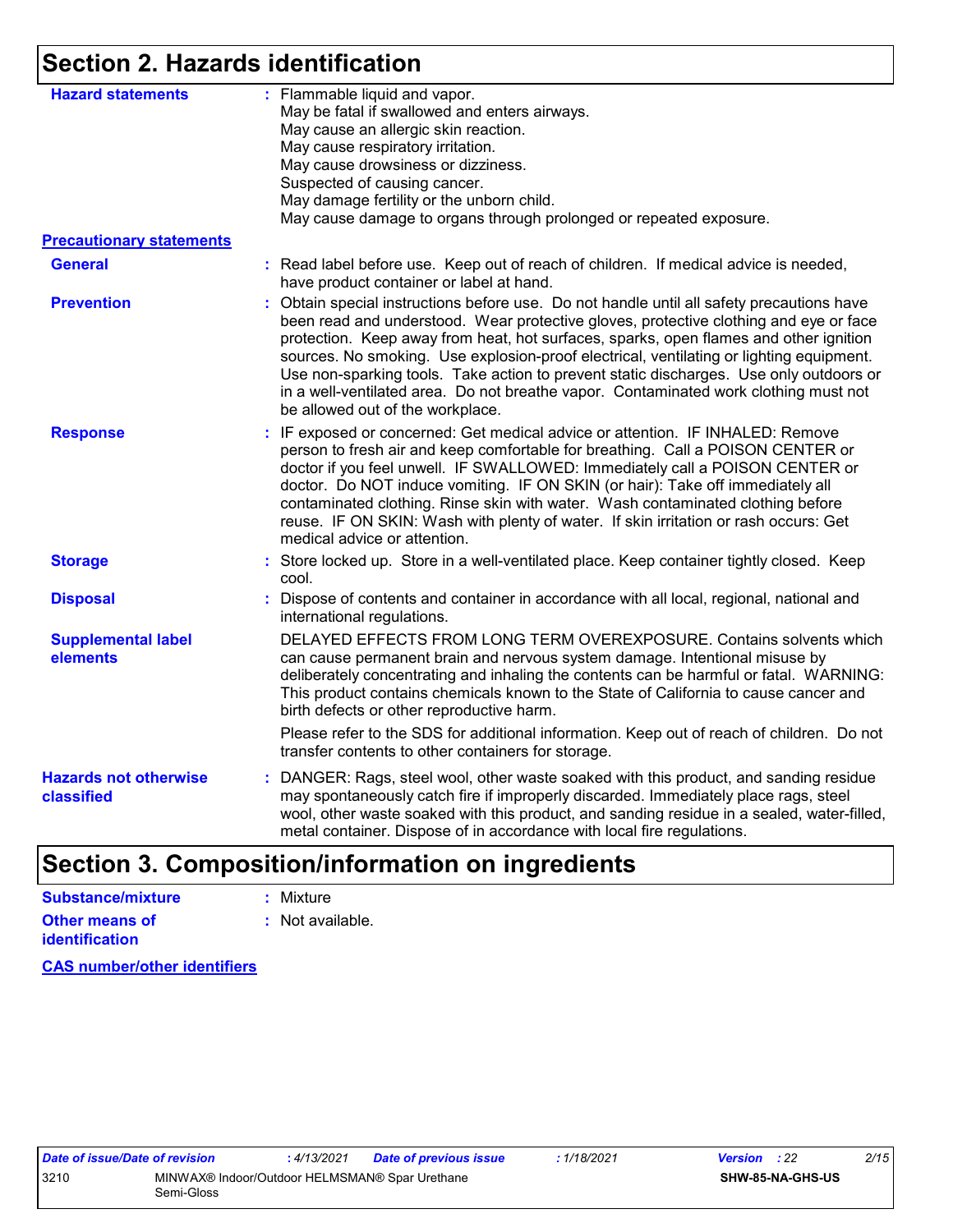## Section 2. Hazards identification

**Hazard statements** : Flammable liquid and vapor.
May be fatal if swallowed and enters airways.
May cause an allergic skin reaction.
May cause respiratory irritation.
May cause drowsiness or dizziness.
Suspected of causing cancer.
May damage fertility or the unborn child.
May cause damage to organs through prolonged or repeated exposure.

**Precautionary statements**

**General** : Read label before use. Keep out of reach of children. If medical advice is needed, have product container or label at hand.

**Prevention** : Obtain special instructions before use. Do not handle until all safety precautions have been read and understood. Wear protective gloves, protective clothing and eye or face protection. Keep away from heat, hot surfaces, sparks, open flames and other ignition sources. No smoking. Use explosion-proof electrical, ventilating or lighting equipment. Use non-sparking tools. Take action to prevent static discharges. Use only outdoors or in a well-ventilated area. Do not breathe vapor. Contaminated work clothing must not be allowed out of the workplace.

**Response** : IF exposed or concerned: Get medical advice or attention. IF INHALED: Remove person to fresh air and keep comfortable for breathing. Call a POISON CENTER or doctor if you feel unwell. IF SWALLOWED: Immediately call a POISON CENTER or doctor. Do NOT induce vomiting. IF ON SKIN (or hair): Take off immediately all contaminated clothing. Rinse skin with water. Wash contaminated clothing before reuse. IF ON SKIN: Wash with plenty of water. If skin irritation or rash occurs: Get medical advice or attention.

**Storage** : Store locked up. Store in a well-ventilated place. Keep container tightly closed. Keep cool.

**Disposal** : Dispose of contents and container in accordance with all local, regional, national and international regulations.

**Supplemental label elements** DELAYED EFFECTS FROM LONG TERM OVEREXPOSURE. Contains solvents which can cause permanent brain and nervous system damage. Intentional misuse by deliberately concentrating and inhaling the contents can be harmful or fatal. WARNING: This product contains chemicals known to the State of California to cause cancer and birth defects or other reproductive harm.

Please refer to the SDS for additional information. Keep out of reach of children. Do not transfer contents to other containers for storage.

**Hazards not otherwise classified** : DANGER: Rags, steel wool, other waste soaked with this product, and sanding residue may spontaneously catch fire if improperly discarded. Immediately place rags, steel wool, other waste soaked with this product, and sanding residue in a sealed, water-filled, metal container. Dispose of in accordance with local fire regulations.

## Section 3. Composition/information on ingredients

**Substance/mixture** : Mixture

**Other means of identification** : Not available.

**CAS number/other identifiers**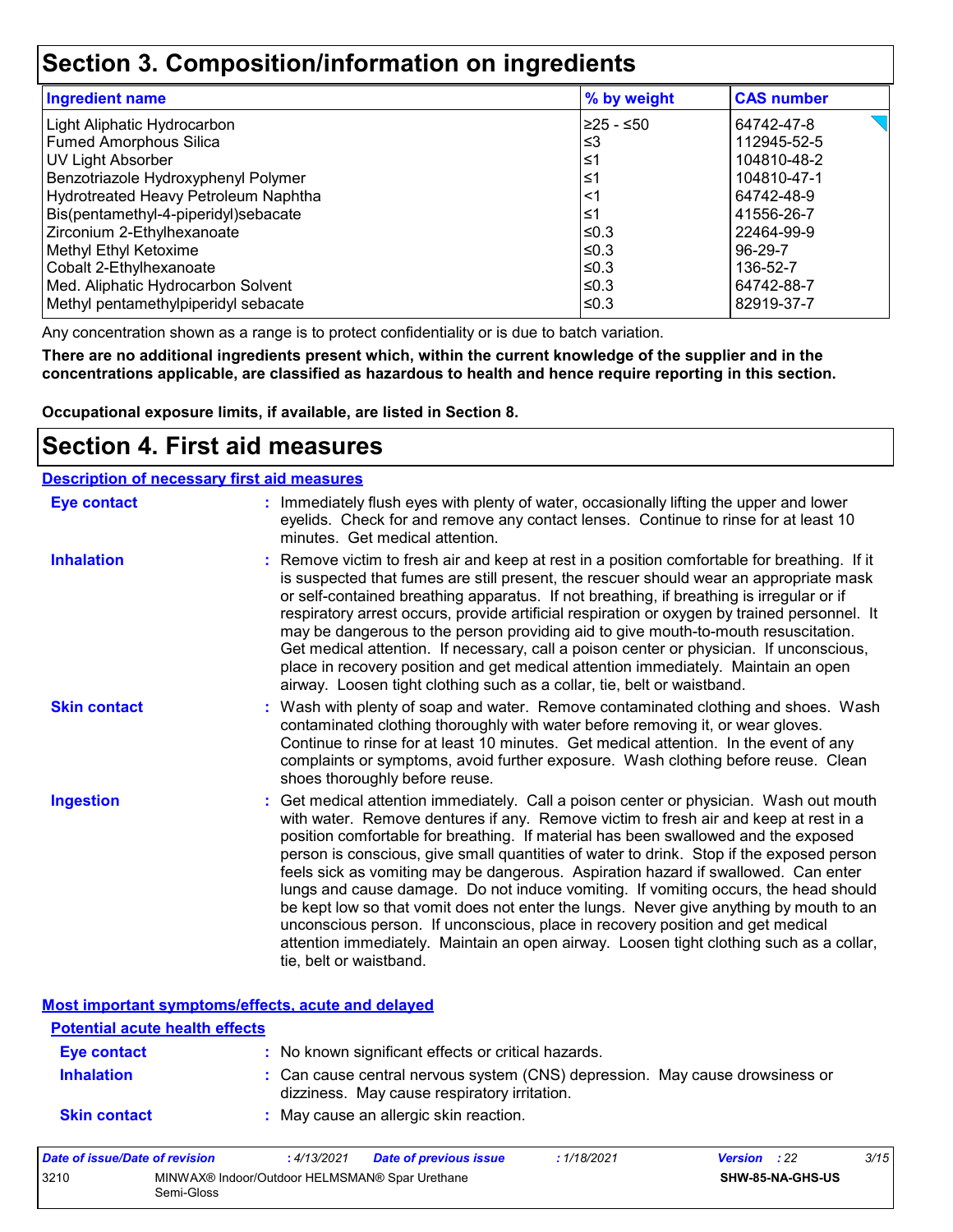## Section 3. Composition/information on ingredients

| Ingredient name | % by weight | CAS number |
|---|---|---|
| Light Aliphatic Hydrocarbon | ≥25 - ≤50 | 64742-47-8 |
| Fumed Amorphous Silica | ≤3 | 112945-52-5 |
| UV Light Absorber | ≤1 | 104810-48-2 |
| Benzotriazole Hydroxyphenyl Polymer | ≤1 | 104810-47-1 |
| Hydrotreated Heavy Petroleum Naphtha | <1 | 64742-48-9 |
| Bis(pentamethyl-4-piperidyl)sebacate | ≤1 | 41556-26-7 |
| Zirconium 2-Ethylhexanoate | ≤0.3 | 22464-99-9 |
| Methyl Ethyl Ketoxime | ≤0.3 | 96-29-7 |
| Cobalt 2-Ethylhexanoate | ≤0.3 | 136-52-7 |
| Med. Aliphatic Hydrocarbon Solvent | ≤0.3 | 64742-88-7 |
| Methyl pentamethylpiperidyl sebacate | ≤0.3 | 82919-37-7 |

Any concentration shown as a range is to protect confidentiality or is due to batch variation.

**There are no additional ingredients present which, within the current knowledge of the supplier and in the concentrations applicable, are classified as hazardous to health and hence require reporting in this section.**

**Occupational exposure limits, if available, are listed in Section 8.**

## Section 4. First aid measures

### Description of necessary first aid measures

**Eye contact** : Immediately flush eyes with plenty of water, occasionally lifting the upper and lower eyelids. Check for and remove any contact lenses. Continue to rinse for at least 10 minutes. Get medical attention.

**Inhalation** : Remove victim to fresh air and keep at rest in a position comfortable for breathing. If it is suspected that fumes are still present, the rescuer should wear an appropriate mask or self-contained breathing apparatus. If not breathing, if breathing is irregular or if respiratory arrest occurs, provide artificial respiration or oxygen by trained personnel. It may be dangerous to the person providing aid to give mouth-to-mouth resuscitation. Get medical attention. If necessary, call a poison center or physician. If unconscious, place in recovery position and get medical attention immediately. Maintain an open airway. Loosen tight clothing such as a collar, tie, belt or waistband.

**Skin contact** : Wash with plenty of soap and water. Remove contaminated clothing and shoes. Wash contaminated clothing thoroughly with water before removing it, or wear gloves. Continue to rinse for at least 10 minutes. Get medical attention. In the event of any complaints or symptoms, avoid further exposure. Wash clothing before reuse. Clean shoes thoroughly before reuse.

**Ingestion** : Get medical attention immediately. Call a poison center or physician. Wash out mouth with water. Remove dentures if any. Remove victim to fresh air and keep at rest in a position comfortable for breathing. If material has been swallowed and the exposed person is conscious, give small quantities of water to drink. Stop if the exposed person feels sick as vomiting may be dangerous. Aspiration hazard if swallowed. Can enter lungs and cause damage. Do not induce vomiting. If vomiting occurs, the head should be kept low so that vomit does not enter the lungs. Never give anything by mouth to an unconscious person. If unconscious, place in recovery position and get medical attention immediately. Maintain an open airway. Loosen tight clothing such as a collar, tie, belt or waistband.

### Most important symptoms/effects, acute and delayed

#### Potential acute health effects

**Eye contact** : No known significant effects or critical hazards.

**Inhalation** : Can cause central nervous system (CNS) depression. May cause drowsiness or dizziness. May cause respiratory irritation.

**Skin contact** : May cause an allergic skin reaction.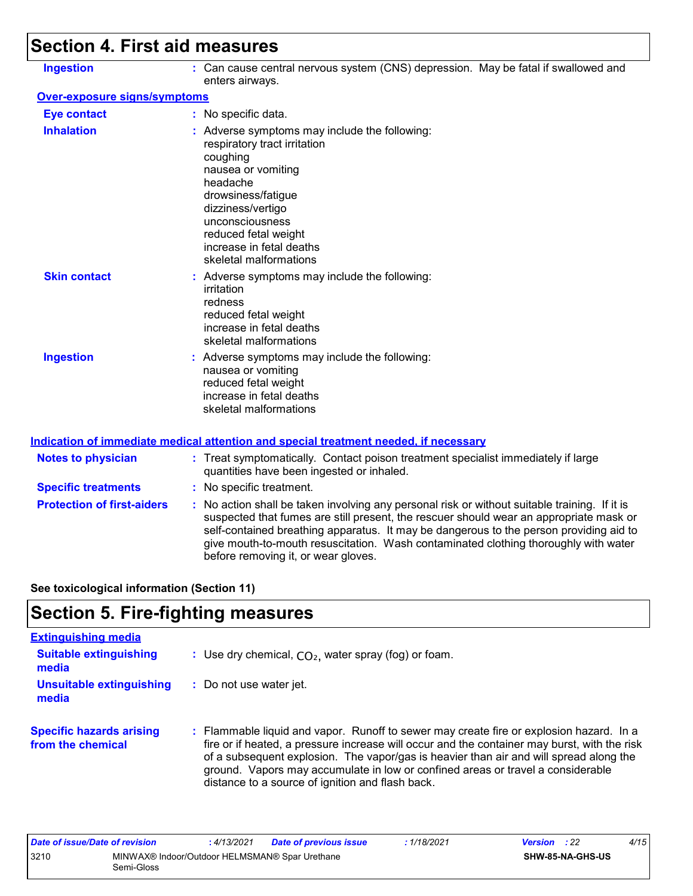## Section 4. First aid measures

**Ingestion** : Can cause central nervous system (CNS) depression. May be fatal if swallowed and enters airways.

**Over-exposure signs/symptoms**

**Eye contact** : No specific data.

**Inhalation** : Adverse symptoms may include the following:
respiratory tract irritation
coughing
nausea or vomiting
headache
drowsiness/fatigue
dizziness/vertigo
unconsciousness
reduced fetal weight
increase in fetal deaths
skeletal malformations

**Skin contact** : Adverse symptoms may include the following:
irritation
redness
reduced fetal weight
increase in fetal deaths
skeletal malformations

**Ingestion** : Adverse symptoms may include the following:
nausea or vomiting
reduced fetal weight
increase in fetal deaths
skeletal malformations

**Indication of immediate medical attention and special treatment needed, if necessary**

**Notes to physician** : Treat symptomatically. Contact poison treatment specialist immediately if large quantities have been ingested or inhaled.

**Specific treatments** : No specific treatment.

**Protection of first-aiders** : No action shall be taken involving any personal risk or without suitable training. If it is suspected that fumes are still present, the rescuer should wear an appropriate mask or self-contained breathing apparatus. It may be dangerous to the person providing aid to give mouth-to-mouth resuscitation. Wash contaminated clothing thoroughly with water before removing it, or wear gloves.

**See toxicological information (Section 11)**

## Section 5. Fire-fighting measures

**Extinguishing media**

**Suitable extinguishing media** : Use dry chemical, $CO_2$, water spray (fog) or foam.

**Unsuitable extinguishing media** : Do not use water jet.

**Specific hazards arising from the chemical** : Flammable liquid and vapor. Runoff to sewer may create fire or explosion hazard. In a fire or if heated, a pressure increase will occur and the container may burst, with the risk of a subsequent explosion. The vapor/gas is heavier than air and will spread along the ground. Vapors may accumulate in low or confined areas or travel a considerable distance to a source of ignition and flash back.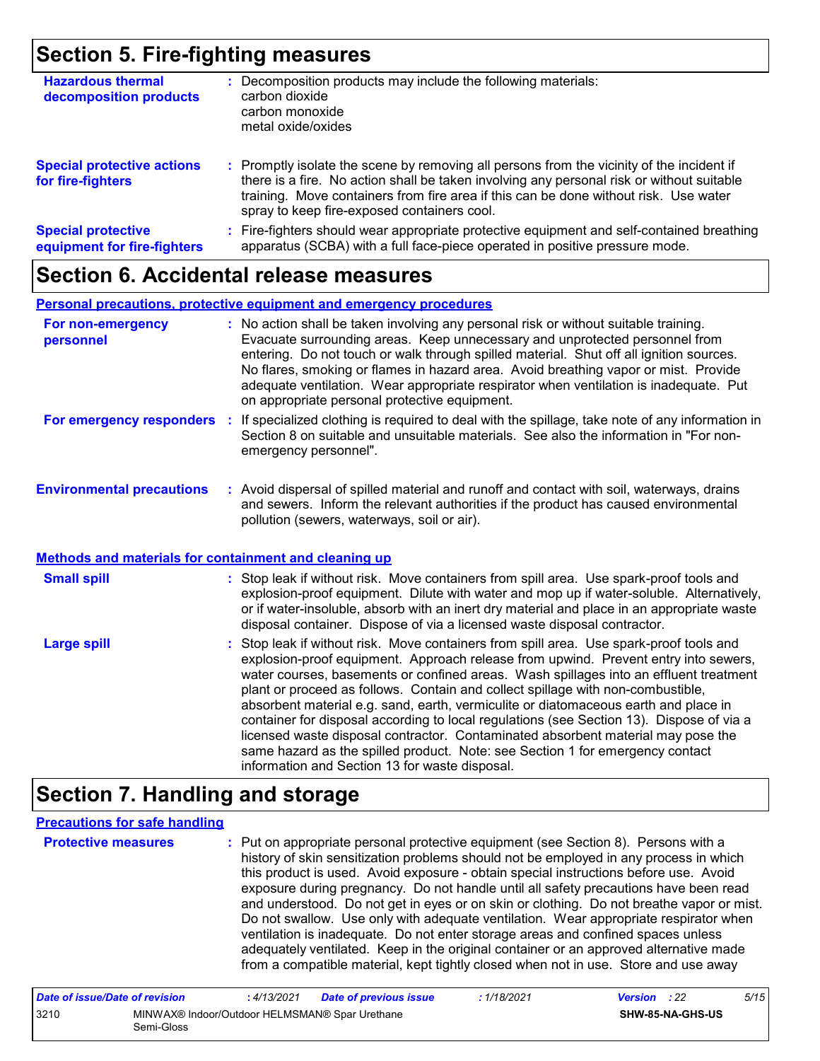## Section 5. Fire-fighting measures

**Hazardous thermal decomposition products** : Decomposition products may include the following materials:
carbon dioxide
carbon monoxide
metal oxide/oxides

**Special protective actions for fire-fighters** : Promptly isolate the scene by removing all persons from the vicinity of the incident if there is a fire. No action shall be taken involving any personal risk or without suitable training. Move containers from fire area if this can be done without risk. Use water spray to keep fire-exposed containers cool.

**Special protective equipment for fire-fighters** : Fire-fighters should wear appropriate protective equipment and self-contained breathing apparatus (SCBA) with a full face-piece operated in positive pressure mode.

## Section 6. Accidental release measures

### Personal precautions, protective equipment and emergency procedures

**For non-emergency personnel** : No action shall be taken involving any personal risk or without suitable training. Evacuate surrounding areas. Keep unnecessary and unprotected personnel from entering. Do not touch or walk through spilled material. Shut off all ignition sources. No flares, smoking or flames in hazard area. Avoid breathing vapor or mist. Provide adequate ventilation. Wear appropriate respirator when ventilation is inadequate. Put on appropriate personal protective equipment.

**For emergency responders** : If specialized clothing is required to deal with the spillage, take note of any information in Section 8 on suitable and unsuitable materials. See also the information in "For non-emergency personnel".

**Environmental precautions** : Avoid dispersal of spilled material and runoff and contact with soil, waterways, drains and sewers. Inform the relevant authorities if the product has caused environmental pollution (sewers, waterways, soil or air).

### Methods and materials for containment and cleaning up

**Small spill** : Stop leak if without risk. Move containers from spill area. Use spark-proof tools and explosion-proof equipment. Dilute with water and mop up if water-soluble. Alternatively, or if water-insoluble, absorb with an inert dry material and place in an appropriate waste disposal container. Dispose of via a licensed waste disposal contractor.

**Large spill** : Stop leak if without risk. Move containers from spill area. Use spark-proof tools and explosion-proof equipment. Approach release from upwind. Prevent entry into sewers, water courses, basements or confined areas. Wash spillages into an effluent treatment plant or proceed as follows. Contain and collect spillage with non-combustible, absorbent material e.g. sand, earth, vermiculite or diatomaceous earth and place in container for disposal according to local regulations (see Section 13). Dispose of via a licensed waste disposal contractor. Contaminated absorbent material may pose the same hazard as the spilled product. Note: see Section 1 for emergency contact information and Section 13 for waste disposal.

## Section 7. Handling and storage

### Precautions for safe handling

**Protective measures** : Put on appropriate personal protective equipment (see Section 8). Persons with a history of skin sensitization problems should not be employed in any process in which this product is used. Avoid exposure - obtain special instructions before use. Avoid exposure during pregnancy. Do not handle until all safety precautions have been read and understood. Do not get in eyes or on skin or clothing. Do not breathe vapor or mist. Do not swallow. Use only with adequate ventilation. Wear appropriate respirator when ventilation is inadequate. Do not enter storage areas and confined spaces unless adequately ventilated. Keep in the original container or an approved alternative made from a compatible material, kept tightly closed when not in use. Store and use away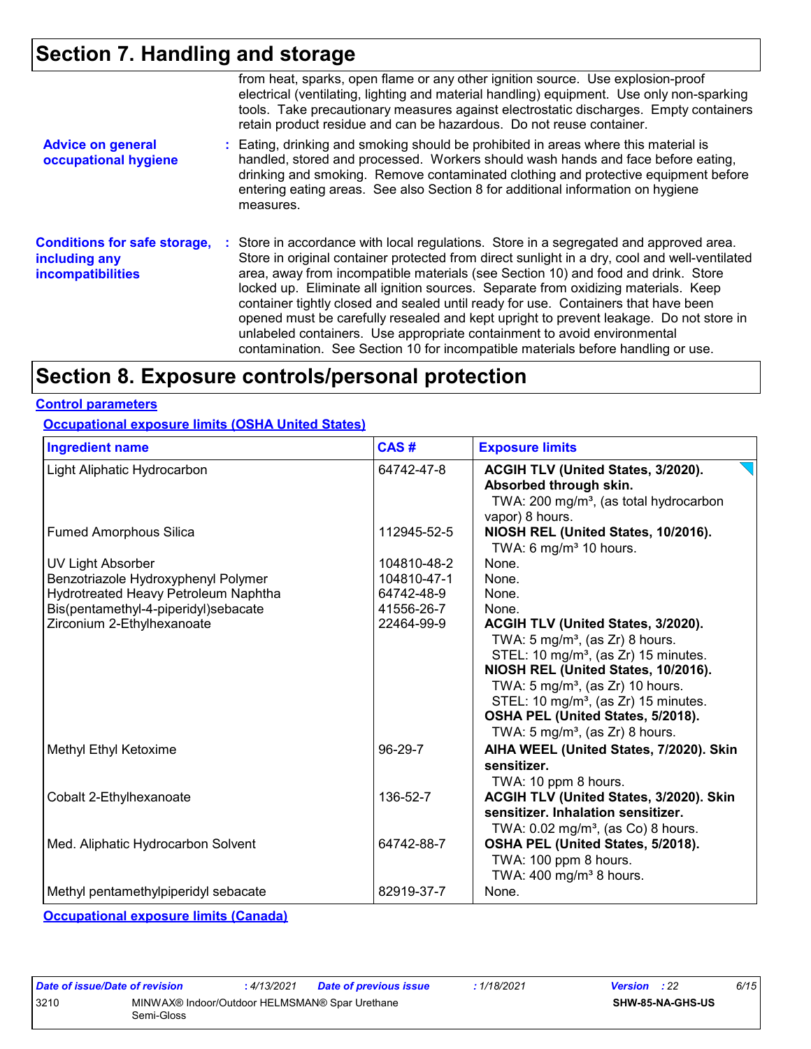## Section 7. Handling and storage

from heat, sparks, open flame or any other ignition source. Use explosion-proof electrical (ventilating, lighting and material handling) equipment. Use only non-sparking tools. Take precautionary measures against electrostatic discharges. Empty containers retain product residue and can be hazardous. Do not reuse container.

**Advice on general occupational hygiene** : Eating, drinking and smoking should be prohibited in areas where this material is handled, stored and processed. Workers should wash hands and face before eating, drinking and smoking. Remove contaminated clothing and protective equipment before entering eating areas. See also Section 8 for additional information on hygiene measures.

**Conditions for safe storage, including any incompatibilities** : Store in accordance with local regulations. Store in a segregated and approved area. Store in original container protected from direct sunlight in a dry, cool and well-ventilated area, away from incompatible materials (see Section 10) and food and drink. Store locked up. Eliminate all ignition sources. Separate from oxidizing materials. Keep container tightly closed and sealed until ready for use. Containers that have been opened must be carefully resealed and kept upright to prevent leakage. Do not store in unlabeled containers. Use appropriate containment to avoid environmental contamination. See Section 10 for incompatible materials before handling or use.

## Section 8. Exposure controls/personal protection

### Control parameters

#### Occupational exposure limits (OSHA United States)

| Ingredient name | CAS # | Exposure limits |
|---|---|---|
| Light Aliphatic Hydrocarbon | 64742-47-8 | **ACGIH TLV (United States, 3/2020). Absorbed through skin.**<br>TWA: 200 mg/m³, (as total hydrocarbon vapor) 8 hours. |
| Fumed Amorphous Silica | 112945-52-5 | **NIOSH REL (United States, 10/2016).**<br>TWA: 6 mg/m³ 10 hours. |
| UV Light Absorber | 104810-48-2 | None. |
| Benzotriazole Hydroxyphenyl Polymer | 104810-47-1 | None. |
| Hydrotreated Heavy Petroleum Naphtha | 64742-48-9 | None. |
| Bis(pentamethyl-4-piperidyl)sebacate | 41556-26-7 | None. |
| Zirconium 2-Ethylhexanoate | 22464-99-9 | **ACGIH TLV (United States, 3/2020).**<br>TWA: 5 mg/m³, (as Zr) 8 hours.<br>STEL: 10 mg/m³, (as Zr) 15 minutes.<br>**NIOSH REL (United States, 10/2016).**<br>TWA: 5 mg/m³, (as Zr) 10 hours.<br>STEL: 10 mg/m³, (as Zr) 15 minutes.<br>**OSHA PEL (United States, 5/2018).**<br>TWA: 5 mg/m³, (as Zr) 8 hours. |
| Methyl Ethyl Ketoxime | 96-29-7 | **AIHA WEEL (United States, 7/2020). Skin sensitizer.**<br>TWA: 10 ppm 8 hours. |
| Cobalt 2-Ethylhexanoate | 136-52-7 | **ACGIH TLV (United States, 3/2020). Skin sensitizer. Inhalation sensitizer.**<br>TWA: 0.02 mg/m³, (as Co) 8 hours. |
| Med. Aliphatic Hydrocarbon Solvent | 64742-88-7 | **OSHA PEL (United States, 5/2018).**<br>TWA: 100 ppm 8 hours.<br>TWA: 400 mg/m³ 8 hours. |
| Methyl pentamethylpiperidyl sebacate | 82919-37-7 | None. |

#### Occupational exposure limits (Canada)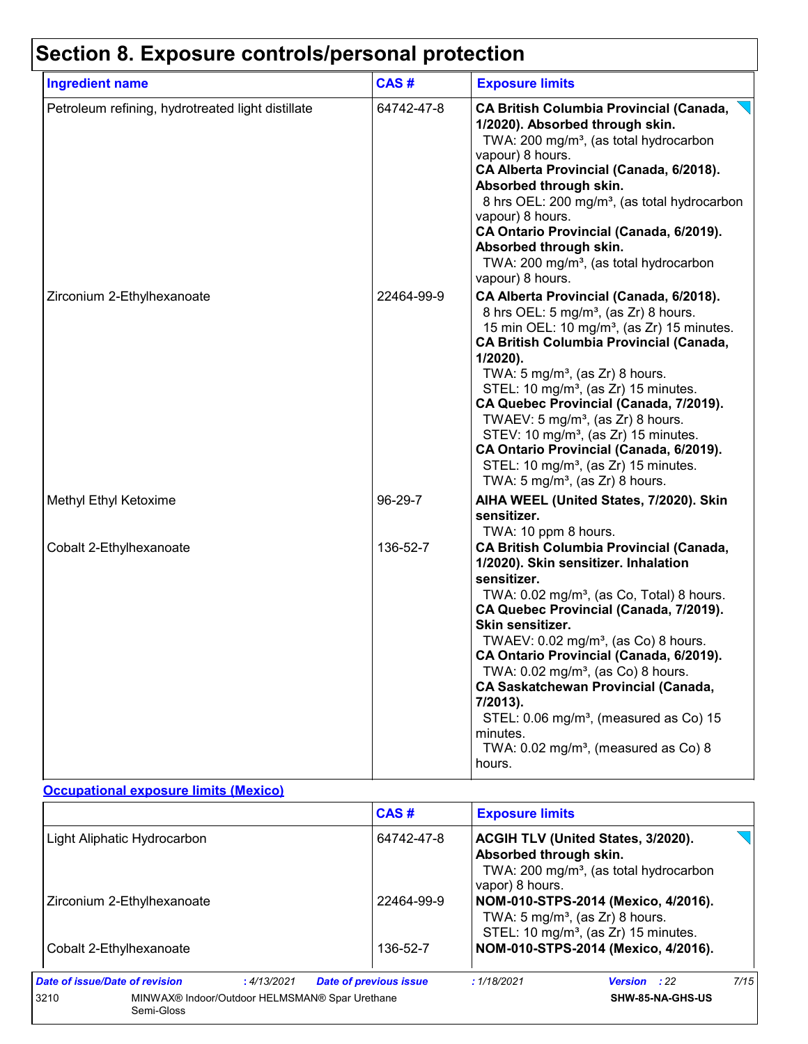# Section 8. Exposure controls/personal protection

| Ingredient name | CAS # | Exposure limits |
|---|---|---|
| Petroleum refining, hydrotreated light distillate | 64742-47-8 | **CA British Columbia Provincial (Canada, 1/2020). Absorbed through skin.**<br>TWA: 200 mg/m³, (as total hydrocarbon vapour) 8 hours.<br>**CA Alberta Provincial (Canada, 6/2018). Absorbed through skin.**<br>8 hrs OEL: 200 mg/m³, (as total hydrocarbon vapour) 8 hours.<br>**CA Ontario Provincial (Canada, 6/2019). Absorbed through skin.**<br>TWA: 200 mg/m³, (as total hydrocarbon vapour) 8 hours. |
| Zirconium 2-Ethylhexanoate | 22464-99-9 | **CA Alberta Provincial (Canada, 6/2018).**<br>8 hrs OEL: 5 mg/m³, (as Zr) 8 hours.<br>15 min OEL: 10 mg/m³, (as Zr) 15 minutes.<br>**CA British Columbia Provincial (Canada, 1/2020).**<br>TWA: 5 mg/m³, (as Zr) 8 hours.<br>STEL: 10 mg/m³, (as Zr) 15 minutes.<br>**CA Quebec Provincial (Canada, 7/2019).**<br>TWAEV: 5 mg/m³, (as Zr) 8 hours.<br>STEV: 10 mg/m³, (as Zr) 15 minutes.<br>**CA Ontario Provincial (Canada, 6/2019).**<br>STEL: 10 mg/m³, (as Zr) 15 minutes.<br>TWA: 5 mg/m³, (as Zr) 8 hours. |
| Methyl Ethyl Ketoxime | 96-29-7 | **AIHA WEEL (United States, 7/2020). Skin sensitizer.**<br>TWA: 10 ppm 8 hours. |
| Cobalt 2-Ethylhexanoate | 136-52-7 | **CA British Columbia Provincial (Canada, 1/2020). Skin sensitizer. Inhalation sensitizer.**<br>TWA: 0.02 mg/m³, (as Co, Total) 8 hours.<br>**CA Quebec Provincial (Canada, 7/2019). Skin sensitizer.**<br>TWAEV: 0.02 mg/m³, (as Co) 8 hours.<br>**CA Ontario Provincial (Canada, 6/2019).**<br>TWA: 0.02 mg/m³, (as Co) 8 hours.<br>**CA Saskatchewan Provincial (Canada, 7/2013).**<br>STEL: 0.06 mg/m³, (measured as Co) 15 minutes.<br>TWA: 0.02 mg/m³, (measured as Co) 8 hours. |

**Occupational exposure limits (Mexico)**

| | CAS # | Exposure limits |
|---|---|---|
| Light Aliphatic Hydrocarbon | 64742-47-8 | **ACGIH TLV (United States, 3/2020). Absorbed through skin.**<br>TWA: 200 mg/m³, (as total hydrocarbon vapor) 8 hours. |
| Zirconium 2-Ethylhexanoate | 22464-99-9 | **NOM-010-STPS-2014 (Mexico, 4/2016).**<br>TWA: 5 mg/m³, (as Zr) 8 hours.<br>STEL: 10 mg/m³, (as Zr) 15 minutes. |
| Cobalt 2-Ethylhexanoate | 136-52-7 | **NOM-010-STPS-2014 (Mexico, 4/2016).** |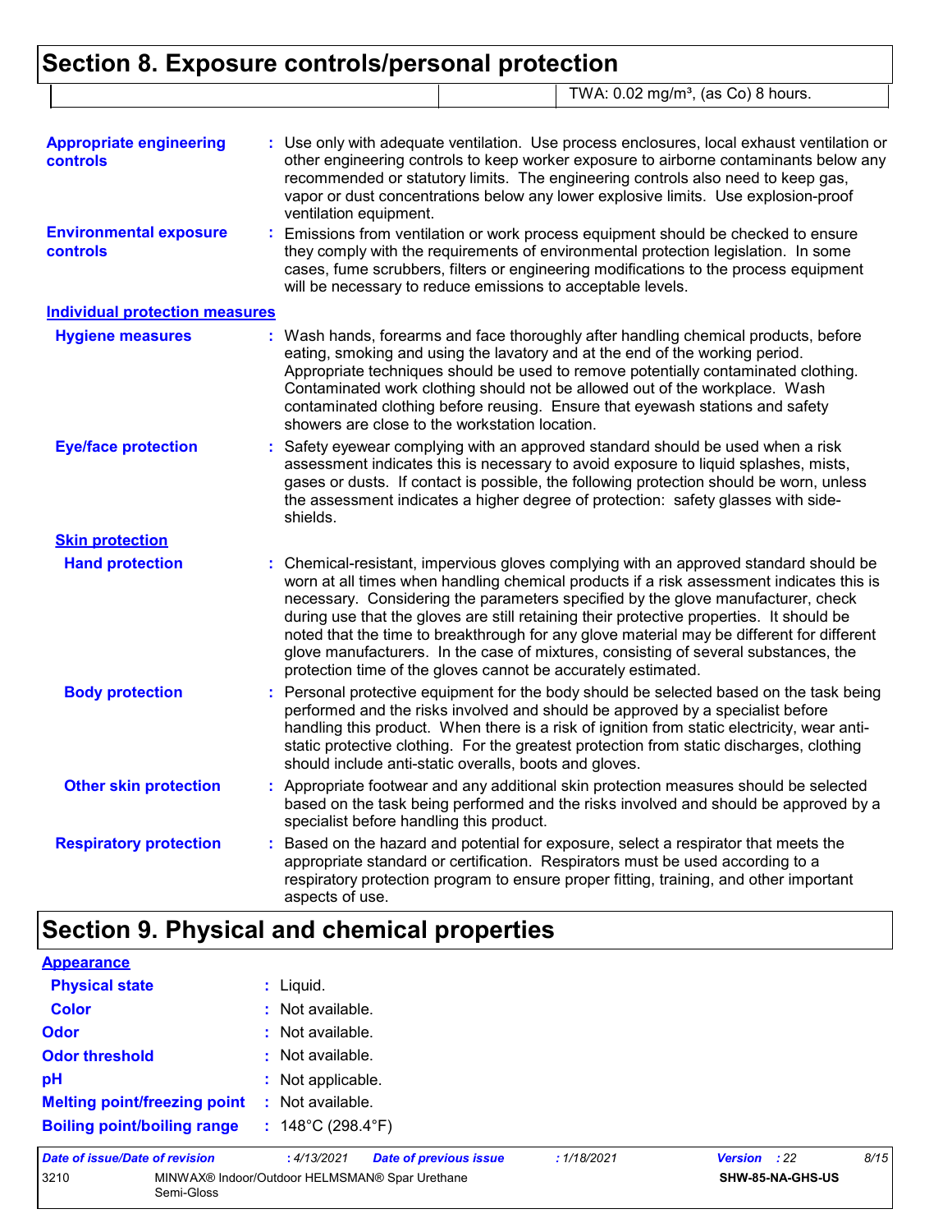# Section 8. Exposure controls/personal protection

| | | |
|---|---|---|
| | | TWA: 0.02 mg/m³, (as Co) 8 hours. |

**Appropriate engineering controls** : Use only with adequate ventilation. Use process enclosures, local exhaust ventilation or other engineering controls to keep worker exposure to airborne contaminants below any recommended or statutory limits. The engineering controls also need to keep gas, vapor or dust concentrations below any lower explosive limits. Use explosion-proof ventilation equipment.

**Environmental exposure controls** : Emissions from ventilation or work process equipment should be checked to ensure they comply with the requirements of environmental protection legislation. In some cases, fume scrubbers, filters or engineering modifications to the process equipment will be necessary to reduce emissions to acceptable levels.

## Individual protection measures

**Hygiene measures** : Wash hands, forearms and face thoroughly after handling chemical products, before eating, smoking and using the lavatory and at the end of the working period. Appropriate techniques should be used to remove potentially contaminated clothing. Contaminated work clothing should not be allowed out of the workplace. Wash contaminated clothing before reusing. Ensure that eyewash stations and safety showers are close to the workstation location.

**Eye/face protection** : Safety eyewear complying with an approved standard should be used when a risk assessment indicates this is necessary to avoid exposure to liquid splashes, mists, gases or dusts. If contact is possible, the following protection should be worn, unless the assessment indicates a higher degree of protection: safety glasses with side-shields.

### Skin protection

**Hand protection** : Chemical-resistant, impervious gloves complying with an approved standard should be worn at all times when handling chemical products if a risk assessment indicates this is necessary. Considering the parameters specified by the glove manufacturer, check during use that the gloves are still retaining their protective properties. It should be noted that the time to breakthrough for any glove material may be different for different glove manufacturers. In the case of mixtures, consisting of several substances, the protection time of the gloves cannot be accurately estimated.

**Body protection** : Personal protective equipment for the body should be selected based on the task being performed and the risks involved and should be approved by a specialist before handling this product. When there is a risk of ignition from static electricity, wear anti-static protective clothing. For the greatest protection from static discharges, clothing should include anti-static overalls, boots and gloves.

**Other skin protection** : Appropriate footwear and any additional skin protection measures should be selected based on the task being performed and the risks involved and should be approved by a specialist before handling this product.

**Respiratory protection** : Based on the hazard and potential for exposure, select a respirator that meets the appropriate standard or certification. Respirators must be used according to a respiratory protection program to ensure proper fitting, training, and other important aspects of use.

# Section 9. Physical and chemical properties

## Appearance

**Physical state** : Liquid.

**Color** : Not available.

**Odor** : Not available.

**Odor threshold** : Not available.

**pH** : Not applicable.

**Melting point/freezing point** : Not available.

**Boiling point/boiling range** : 148°C (298.4°F)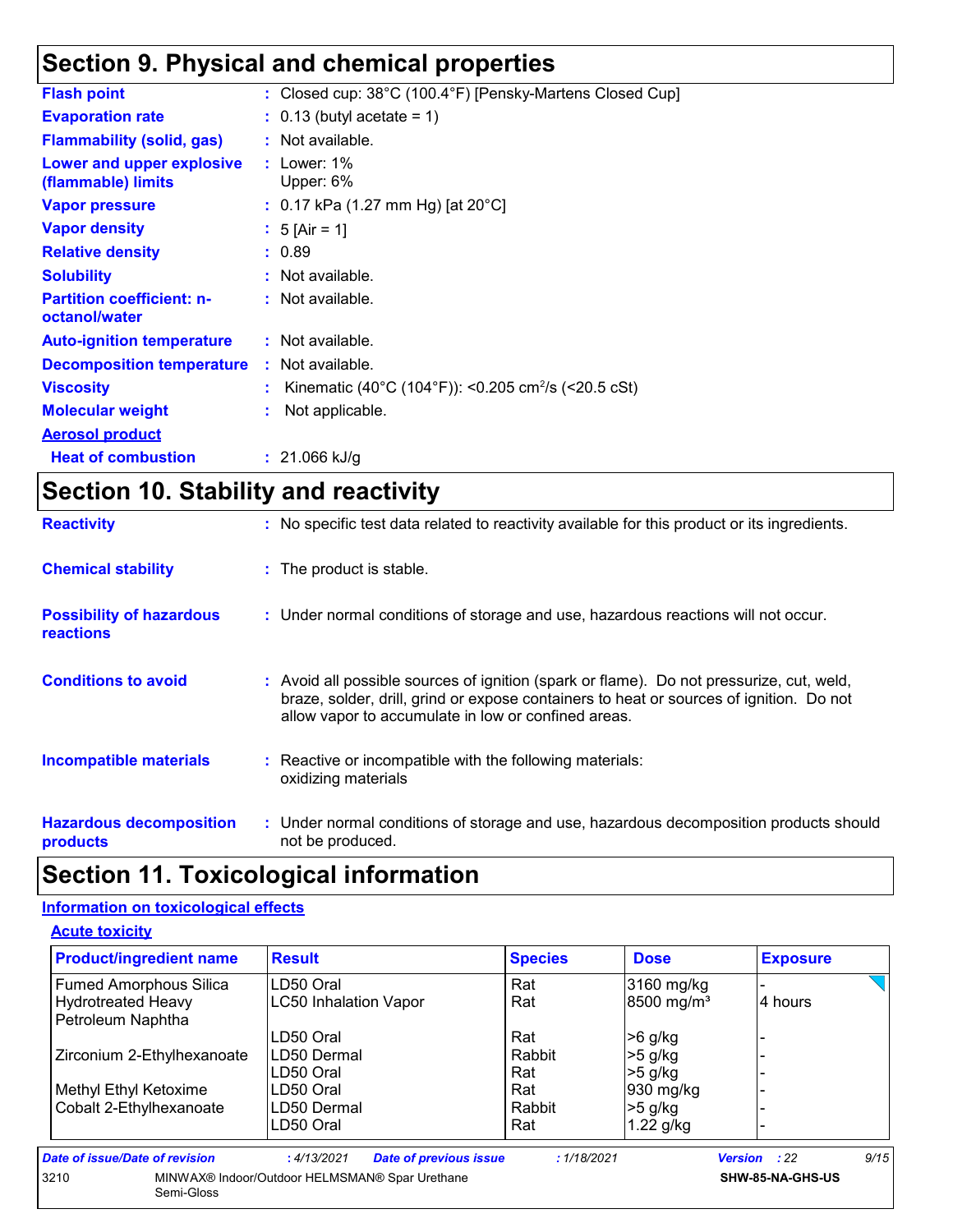## Section 9. Physical and chemical properties

| | |
|---|---|
| **Flash point** | : Closed cup: 38°C (100.4°F) [Pensky-Martens Closed Cup] |
| **Evaporation rate** | : 0.13 (butyl acetate = 1) |
| **Flammability (solid, gas)** | : Not available. |
| **Lower and upper explosive (flammable) limits** | : Lower: 1% Upper: 6% |
| **Vapor pressure** | : 0.17 kPa (1.27 mm Hg) [at 20°C] |
| **Vapor density** | : 5 [Air = 1] |
| **Relative density** | : 0.89 |
| **Solubility** | : Not available. |
| **Partition coefficient: n-octanol/water** | : Not available. |
| **Auto-ignition temperature** | : Not available. |
| **Decomposition temperature** | : Not available. |
| **Viscosity** | : Kinematic (40°C (104°F)): <0.205 $cm^2/s$ (<20.5 cSt) |
| **Molecular weight** | : Not applicable. |

**Aerosol product**

| | |
|---|---|
| **Heat of combustion** | : 21.066 kJ/g |

## Section 10. Stability and reactivity

| | |
|---|---|
| **Reactivity** | : No specific test data related to reactivity available for this product or its ingredients. |
| **Chemical stability** | : The product is stable. |
| **Possibility of hazardous reactions** | : Under normal conditions of storage and use, hazardous reactions will not occur. |
| **Conditions to avoid** | : Avoid all possible sources of ignition (spark or flame). Do not pressurize, cut, weld, braze, solder, drill, grind or expose containers to heat or sources of ignition. Do not allow vapor to accumulate in low or confined areas. |
| **Incompatible materials** | : Reactive or incompatible with the following materials: oxidizing materials |
| **Hazardous decomposition products** | : Under normal conditions of storage and use, hazardous decomposition products should not be produced. |

## Section 11. Toxicological information

**Information on toxicological effects**

**Acute toxicity**

| Product/ingredient name | Result | Species | Dose | Exposure |
|---|---|---|---|---|
| Fumed Amorphous Silica | LD50 Oral | Rat | 3160 mg/kg | - |
| Hydrotreated Heavy Petroleum Naphtha | LC50 Inhalation Vapor | Rat | 8500 $mg/m^3$ | 4 hours |
| | LD50 Oral | Rat | >6 g/kg | - |
| Zirconium 2-Ethylhexanoate | LD50 Dermal | Rabbit | >5 g/kg | - |
| | LD50 Oral | Rat | >5 g/kg | - |
| Methyl Ethyl Ketoxime | LD50 Oral | Rat | 930 mg/kg | - |
| Cobalt 2-Ethylhexanoate | LD50 Dermal | Rabbit | >5 g/kg | - |
| | LD50 Oral | Rat | 1.22 g/kg | - |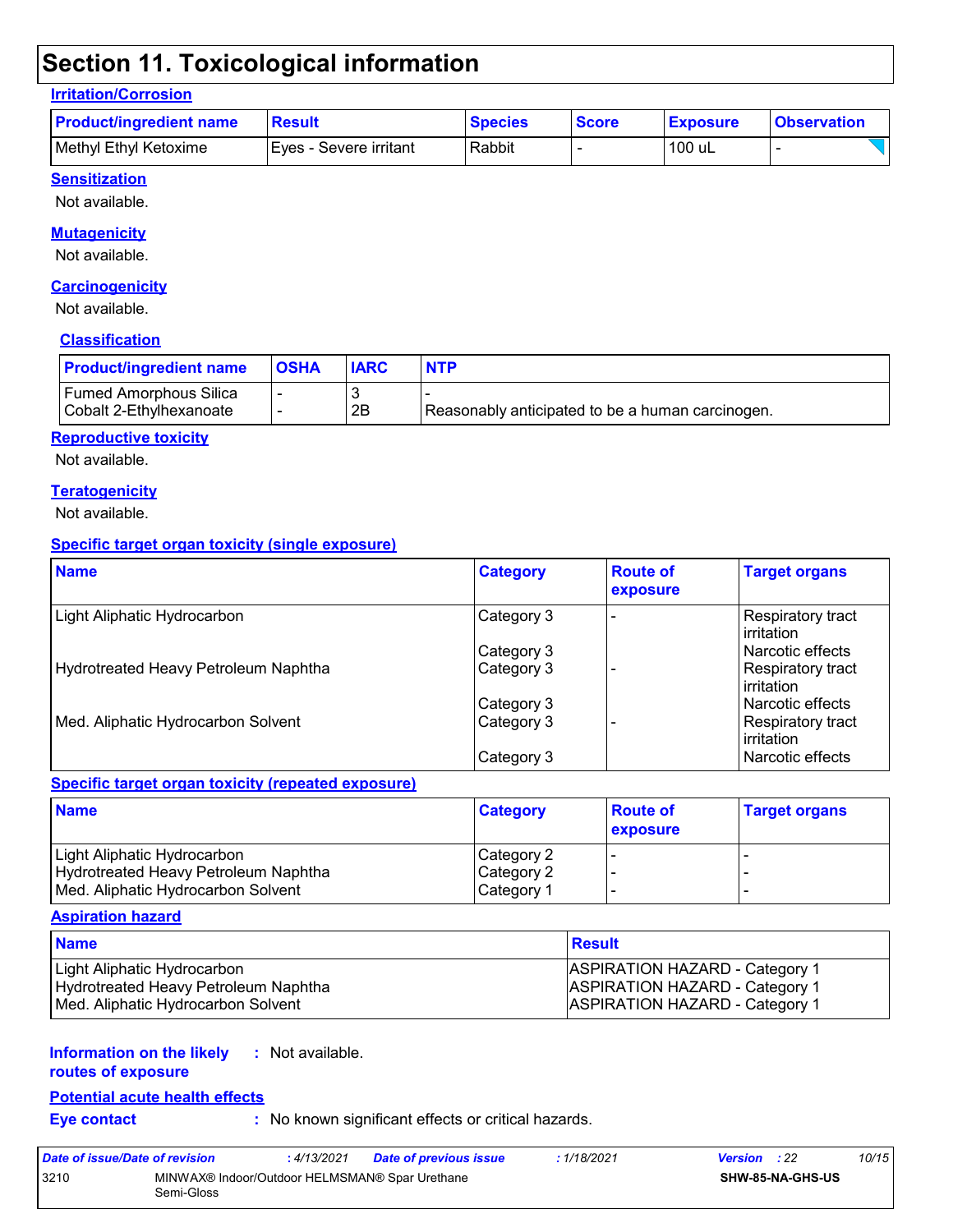# Section 11. Toxicological information

## Irritation/Corrosion

| Product/ingredient name | Result | Species | Score | Exposure | Observation |
|---|---|---|---|---|---|
| Methyl Ethyl Ketoxime | Eyes - Severe irritant | Rabbit | - | 100 uL | - |

## Sensitization

Not available.

## Mutagenicity

Not available.

## Carcinogenicity

Not available.

### Classification

| Product/ingredient name | OSHA | IARC | NTP |
|---|---|---|---|
| Fumed Amorphous Silica | - | 3 | - |
| Cobalt 2-Ethylhexanoate | - | 2B | Reasonably anticipated to be a human carcinogen. |

## Reproductive toxicity

Not available.

## Teratogenicity

Not available.

## Specific target organ toxicity (single exposure)

| Name | Category | Route of exposure | Target organs |
|---|---|---|---|
| Light Aliphatic Hydrocarbon | Category 3 | - | Respiratory tract irritation |
| | Category 3 | | Narcotic effects |
| Hydrotreated Heavy Petroleum Naphtha | Category 3 | - | Respiratory tract irritation |
| | Category 3 | | Narcotic effects |
| Med. Aliphatic Hydrocarbon Solvent | Category 3 | - | Respiratory tract irritation |
| | Category 3 | | Narcotic effects |

## Specific target organ toxicity (repeated exposure)

| Name | Category | Route of exposure | Target organs |
|---|---|---|---|
| Light Aliphatic Hydrocarbon | Category 2 | - | - |
| Hydrotreated Heavy Petroleum Naphtha | Category 2 | - | - |
| Med. Aliphatic Hydrocarbon Solvent | Category 1 | - | - |

## Aspiration hazard

| Name | Result |
|---|---|
| Light Aliphatic Hydrocarbon | ASPIRATION HAZARD - Category 1 |
| Hydrotreated Heavy Petroleum Naphtha | ASPIRATION HAZARD - Category 1 |
| Med. Aliphatic Hydrocarbon Solvent | ASPIRATION HAZARD - Category 1 |

**Information on the likely routes of exposure** : Not available.

## Potential acute health effects

**Eye contact** : No known significant effects or critical hazards.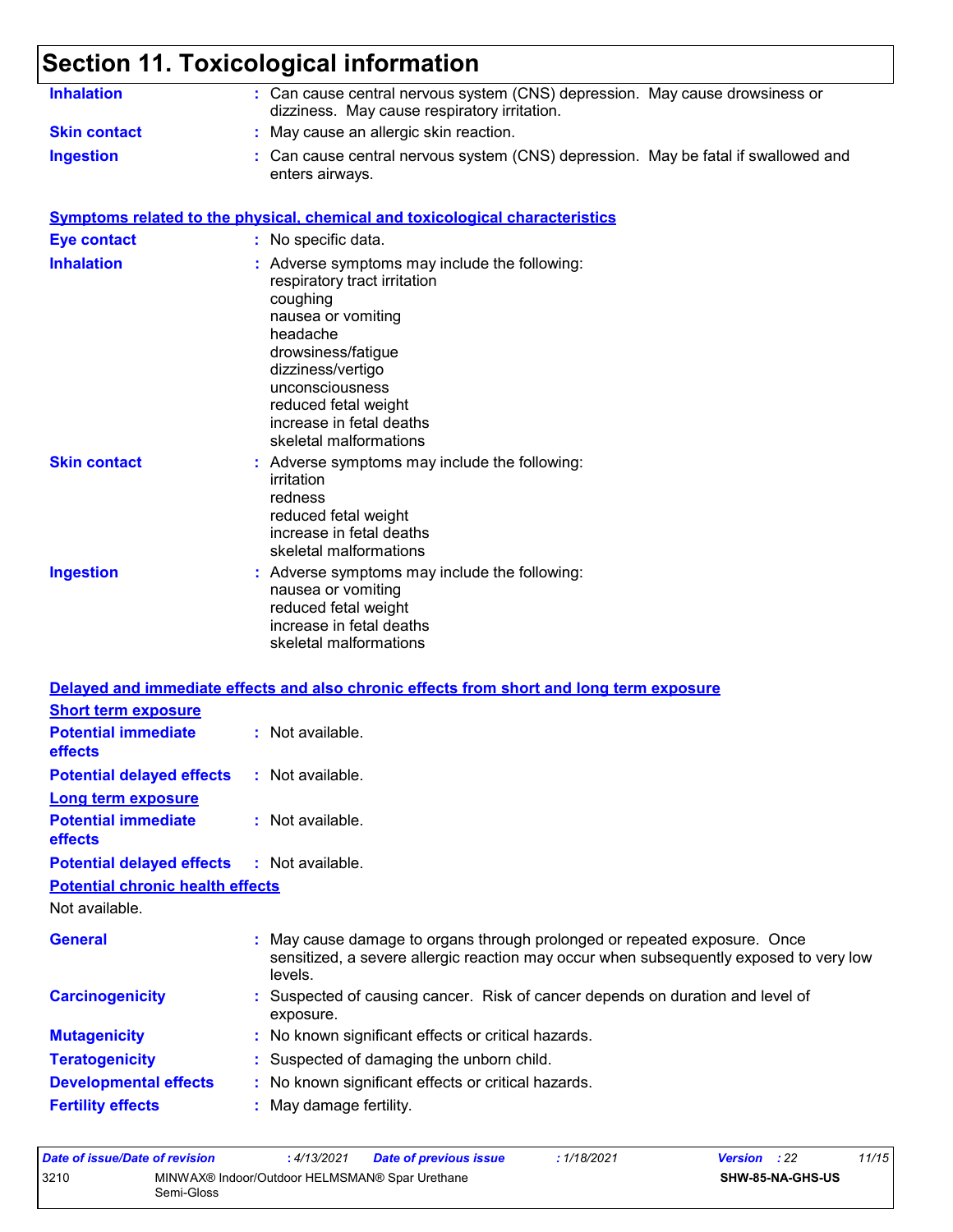# Section 11. Toxicological information

**Inhalation** : Can cause central nervous system (CNS) depression. May cause drowsiness or dizziness. May cause respiratory irritation.

**Skin contact** : May cause an allergic skin reaction.

**Ingestion** : Can cause central nervous system (CNS) depression. May be fatal if swallowed and enters airways.

## Symptoms related to the physical, chemical and toxicological characteristics

**Eye contact** : No specific data.

**Inhalation** : Adverse symptoms may include the following:
respiratory tract irritation
coughing
nausea or vomiting
headache
drowsiness/fatigue
dizziness/vertigo
unconsciousness
reduced fetal weight
increase in fetal deaths
skeletal malformations

**Skin contact** : Adverse symptoms may include the following:
irritation
redness
reduced fetal weight
increase in fetal deaths
skeletal malformations

**Ingestion** : Adverse symptoms may include the following:
nausea or vomiting
reduced fetal weight
increase in fetal deaths
skeletal malformations

## Delayed and immediate effects and also chronic effects from short and long term exposure

### Short term exposure

**Potential immediate effects** : Not available.

**Potential delayed effects** : Not available.

### Long term exposure

**Potential immediate effects** : Not available.

**Potential delayed effects** : Not available.

### Potential chronic health effects

Not available.

**General** : May cause damage to organs through prolonged or repeated exposure. Once sensitized, a severe allergic reaction may occur when subsequently exposed to very low levels.

**Carcinogenicity** : Suspected of causing cancer. Risk of cancer depends on duration and level of exposure.

**Mutagenicity** : No known significant effects or critical hazards.

**Teratogenicity** : Suspected of damaging the unborn child.

**Developmental effects** : No known significant effects or critical hazards.

**Fertility effects** : May damage fertility.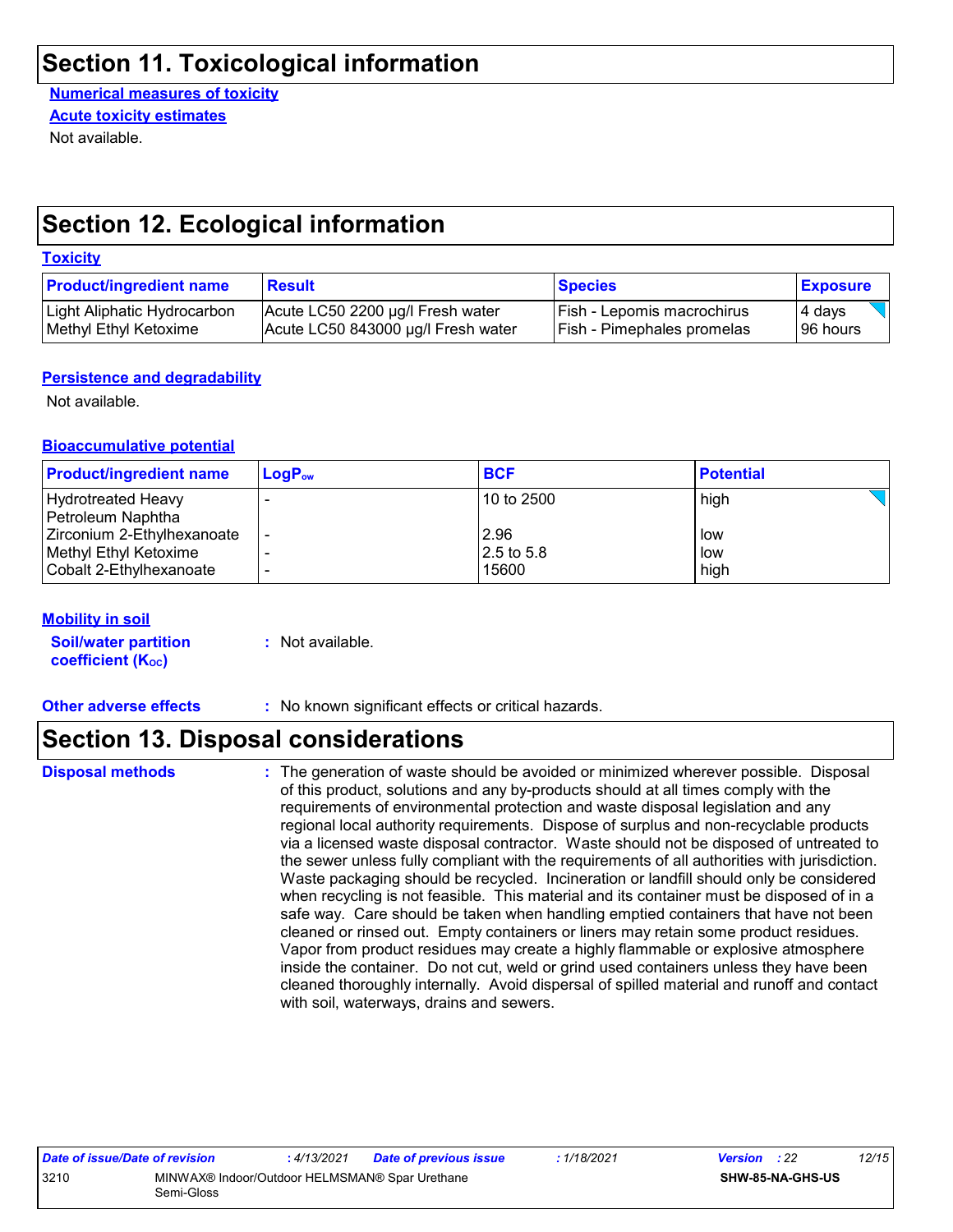## Section 11. Toxicological information

**Numerical measures of toxicity**

**Acute toxicity estimates**

Not available.

## Section 12. Ecological information

**Toxicity**

| Product/ingredient name | Result | Species | Exposure |
|---|---|---|---|
| Light Aliphatic Hydrocarbon | Acute LC50 2200 µg/l Fresh water | Fish - Lepomis macrochirus | 4 days |
| Methyl Ethyl Ketoxime | Acute LC50 843000 µg/l Fresh water | Fish - Pimephales promelas | 96 hours |

**Persistence and degradability**

Not available.

**Bioaccumulative potential**

| Product/ingredient name | $LogP_{ow}$ | BCF | Potential |
|---|---|---|---|
| Hydrotreated Heavy Petroleum Naphtha | - | 10 to 2500 | high |
| Zirconium 2-Ethylhexanoate | - | 2.96 | low |
| Methyl Ethyl Ketoxime | - | 2.5 to 5.8 | low |
| Cobalt 2-Ethylhexanoate | - | 15600 | high |

**Mobility in soil**

**Soil/water partition coefficient ($K_{OC}$)** : Not available.

**Other adverse effects** : No known significant effects or critical hazards.

## Section 13. Disposal considerations

**Disposal methods** : The generation of waste should be avoided or minimized wherever possible. Disposal of this product, solutions and any by-products should at all times comply with the requirements of environmental protection and waste disposal legislation and any regional local authority requirements. Dispose of surplus and non-recyclable products via a licensed waste disposal contractor. Waste should not be disposed of untreated to the sewer unless fully compliant with the requirements of all authorities with jurisdiction. Waste packaging should be recycled. Incineration or landfill should only be considered when recycling is not feasible. This material and its container must be disposed of in a safe way. Care should be taken when handling emptied containers that have not been cleaned or rinsed out. Empty containers or liners may retain some product residues. Vapor from product residues may create a highly flammable or explosive atmosphere inside the container. Do not cut, weld or grind used containers unless they have been cleaned thoroughly internally. Avoid dispersal of spilled material and runoff and contact with soil, waterways, drains and sewers.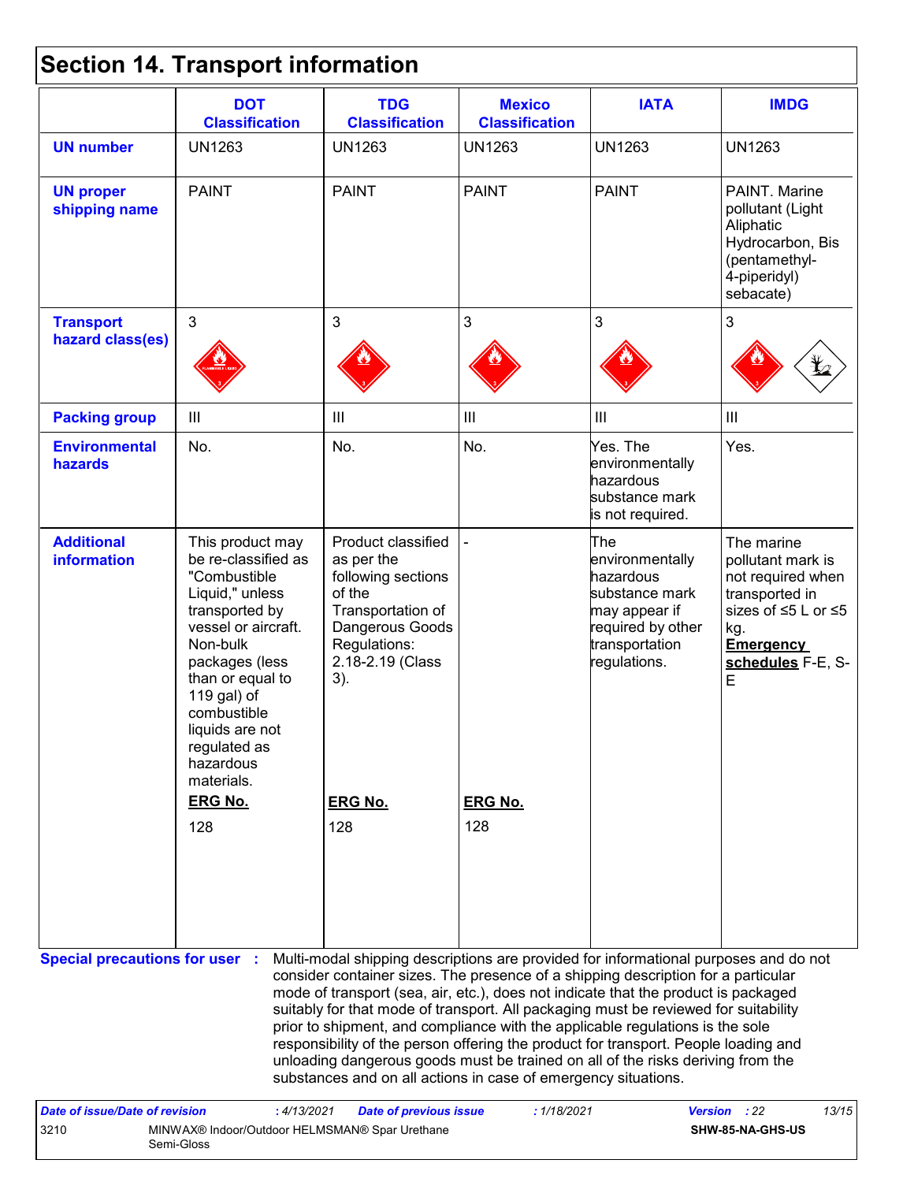# Section 14. Transport information

| | DOT Classification | TDG Classification | Mexico Classification | IATA | IMDG |
|---|---|---|---|---|---|
| **UN number** | UN1263 | UN1263 | UN1263 | UN1263 | UN1263 |
| **UN proper shipping name** | PAINT | PAINT | PAINT | PAINT | PAINT. Marine pollutant (Light Aliphatic Hydrocarbon, Bis (pentamethyl-4-piperidyl) sebacate) |
| **Transport hazard class(es)** | 3 | 3 | 3 | 3 | 3 |
| **Packing group** | III | III | III | III | III |
| **Environmental hazards** | No. | No. | No. | Yes. The environmentally hazardous substance mark is not required. | Yes. |
| **Additional information** | This product may be re-classified as "Combustible Liquid," unless transported by vessel or aircraft. Non-bulk packages (less than or equal to 119 gal) of combustible liquids are not regulated as hazardous materials.<br>**ERG No.**<br>128 | Product classified as per the following sections of the Transportation of Dangerous Goods Regulations: 2.18-2.19 (Class 3).<br>**ERG No.**<br>128 | -<br>**ERG No.**<br>128 | The environmentally hazardous substance mark may appear if required by other transportation regulations. | The marine pollutant mark is not required when transported in sizes of ≤5 L or ≤5 kg.<br>**Emergency schedules** F-E, S-E |

**Special precautions for user** : Multi-modal shipping descriptions are provided for informational purposes and do not consider container sizes. The presence of a shipping description for a particular mode of transport (sea, air, etc.), does not indicate that the product is packaged suitably for that mode of transport. All packaging must be reviewed for suitability prior to shipment, and compliance with the applicable regulations is the sole responsibility of the person offering the product for transport. People loading and unloading dangerous goods must be trained on all of the risks deriving from the substances and on all actions in case of emergency situations.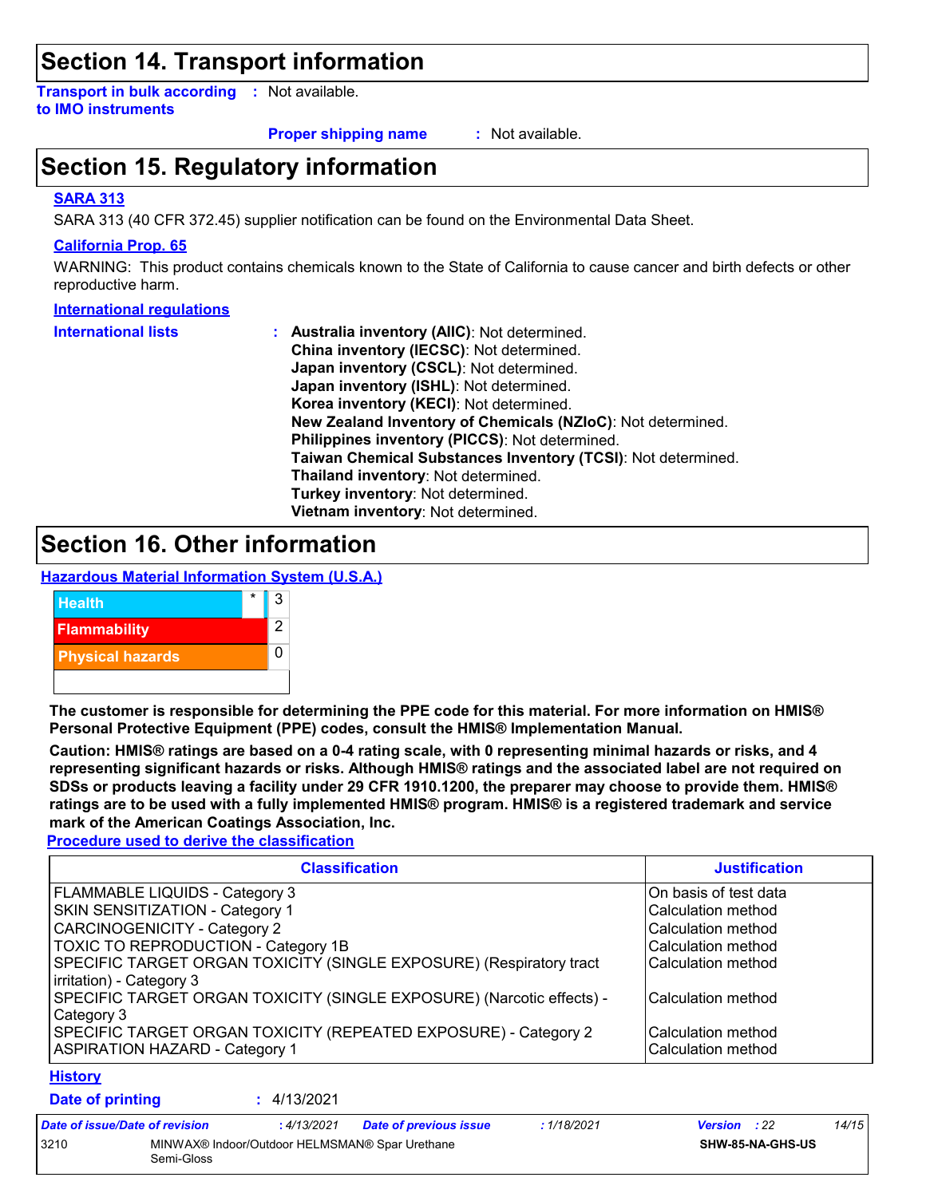## Section 14. Transport information

**Transport in bulk according to IMO instruments** : Not available.

**Proper shipping name** : Not available.

## Section 15. Regulatory information

**SARA 313**

SARA 313 (40 CFR 372.45) supplier notification can be found on the Environmental Data Sheet.

**California Prop. 65**

WARNING: This product contains chemicals known to the State of California to cause cancer and birth defects or other reproductive harm.

**International regulations**

**International lists** :
- **Australia inventory (AIIC)**: Not determined.
- **China inventory (IECSC)**: Not determined.
- **Japan inventory (CSCL)**: Not determined.
- **Japan inventory (ISHL)**: Not determined.
- **Korea inventory (KECI)**: Not determined.
- **New Zealand Inventory of Chemicals (NZIoC)**: Not determined.
- **Philippines inventory (PICCS)**: Not determined.
- **Taiwan Chemical Substances Inventory (TCSI)**: Not determined.
- **Thailand inventory**: Not determined.
- **Turkey inventory**: Not determined.
- **Vietnam inventory**: Not determined.

## Section 16. Other information

**Hazardous Material Information System (U.S.A.)**

| | | |
|---|---|---|
| Health | * | 3 |
| Flammability | | 2 |
| Physical hazards | | 0 |

**The customer is responsible for determining the PPE code for this material. For more information on HMIS® Personal Protective Equipment (PPE) codes, consult the HMIS® Implementation Manual.**

**Caution: HMIS® ratings are based on a 0-4 rating scale, with 0 representing minimal hazards or risks, and 4 representing significant hazards or risks. Although HMIS® ratings and the associated label are not required on SDSs or products leaving a facility under 29 CFR 1910.1200, the preparer may choose to provide them. HMIS® ratings are to be used with a fully implemented HMIS® program. HMIS® is a registered trademark and service mark of the American Coatings Association, Inc.**

**Procedure used to derive the classification**

| Classification | Justification |
|---|---|
| FLAMMABLE LIQUIDS - Category 3 | On basis of test data |
| SKIN SENSITIZATION - Category 1 | Calculation method |
| CARCINOGENICITY - Category 2 | Calculation method |
| TOXIC TO REPRODUCTION - Category 1B | Calculation method |
| SPECIFIC TARGET ORGAN TOXICITY (SINGLE EXPOSURE) (Respiratory tract irritation) - Category 3 | Calculation method |
| SPECIFIC TARGET ORGAN TOXICITY (SINGLE EXPOSURE) (Narcotic effects) - Category 3 | Calculation method |
| SPECIFIC TARGET ORGAN TOXICITY (REPEATED EXPOSURE) - Category 2 | Calculation method |
| ASPIRATION HAZARD - Category 1 | Calculation method |

**History**

**Date of printing** : 4/13/2021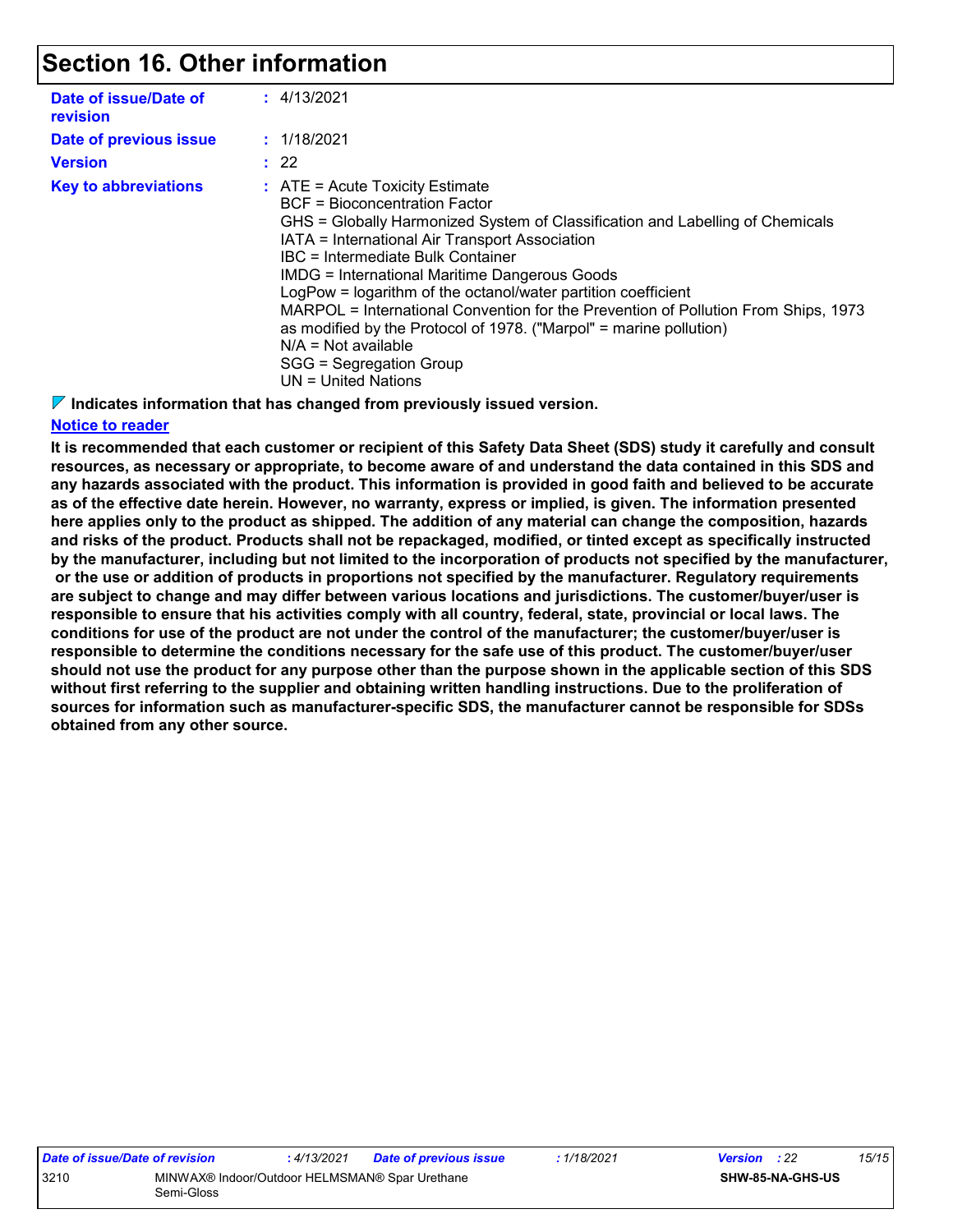# Section 16. Other information

**Date of issue/Date of revision** : 4/13/2021

**Date of previous issue** : 1/18/2021

**Version** : 22

**Key to abbreviations** :
ATE = Acute Toxicity Estimate
BCF = Bioconcentration Factor
GHS = Globally Harmonized System of Classification and Labelling of Chemicals
IATA = International Air Transport Association
IBC = Intermediate Bulk Container
IMDG = International Maritime Dangerous Goods
LogPow = logarithm of the octanol/water partition coefficient
MARPOL = International Convention for the Prevention of Pollution From Ships, 1973 as modified by the Protocol of 1978. ("Marpol" = marine pollution)
N/A = Not available
SGG = Segregation Group
UN = United Nations

**Indicates information that has changed from previously issued version.**

**Notice to reader**

**It is recommended that each customer or recipient of this Safety Data Sheet (SDS) study it carefully and consult resources, as necessary or appropriate, to become aware of and understand the data contained in this SDS and any hazards associated with the product. This information is provided in good faith and believed to be accurate as of the effective date herein. However, no warranty, express or implied, is given. The information presented here applies only to the product as shipped. The addition of any material can change the composition, hazards and risks of the product. Products shall not be repackaged, modified, or tinted except as specifically instructed by the manufacturer, including but not limited to the incorporation of products not specified by the manufacturer, or the use or addition of products in proportions not specified by the manufacturer. Regulatory requirements are subject to change and may differ between various locations and jurisdictions. The customer/buyer/user is responsible to ensure that his activities comply with all country, federal, state, provincial or local laws. The conditions for use of the product are not under the control of the manufacturer; the customer/buyer/user is responsible to determine the conditions necessary for the safe use of this product. The customer/buyer/user should not use the product for any purpose other than the purpose shown in the applicable section of this SDS without first referring to the supplier and obtaining written handling instructions. Due to the proliferation of sources for information such as manufacturer-specific SDS, the manufacturer cannot be responsible for SDSs obtained from any other source.**